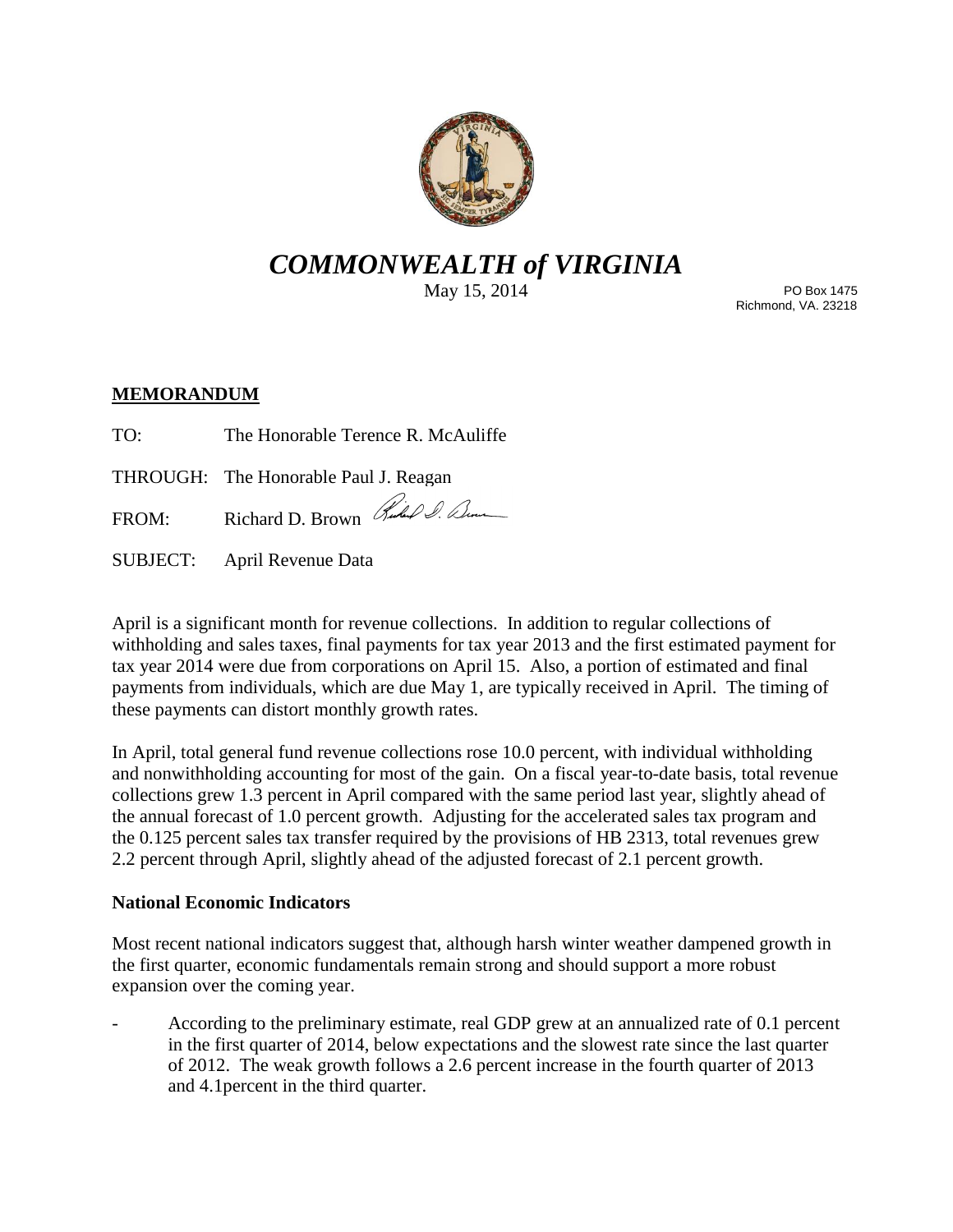# *COMMONWEALTH of VIRGINIA*

May 15, 2014

PO Box 1475
Richmond, VA. 23218

## MEMORANDUM

TO: The Honorable Terence R. McAuliffe

THROUGH: The Honorable Paul J. Reagan

FROM: Richard D. Brown

SUBJECT: April Revenue Data

April is a significant month for revenue collections. In addition to regular collections of withholding and sales taxes, final payments for tax year 2013 and the first estimated payment for tax year 2014 were due from corporations on April 15. Also, a portion of estimated and final payments from individuals, which are due May 1, are typically received in April. The timing of these payments can distort monthly growth rates.

In April, total general fund revenue collections rose 10.0 percent, with individual withholding and nonwithholding accounting for most of the gain. On a fiscal year-to-date basis, total revenue collections grew 1.3 percent in April compared with the same period last year, slightly ahead of the annual forecast of 1.0 percent growth. Adjusting for the accelerated sales tax program and the 0.125 percent sales tax transfer required by the provisions of HB 2313, total revenues grew 2.2 percent through April, slightly ahead of the adjusted forecast of 2.1 percent growth.

### National Economic Indicators

Most recent national indicators suggest that, although harsh winter weather dampened growth in the first quarter, economic fundamentals remain strong and should support a more robust expansion over the coming year.

- According to the preliminary estimate, real GDP grew at an annualized rate of 0.1 percent in the first quarter of 2014, below expectations and the slowest rate since the last quarter of 2012. The weak growth follows a 2.6 percent increase in the fourth quarter of 2013 and 4.1percent in the third quarter.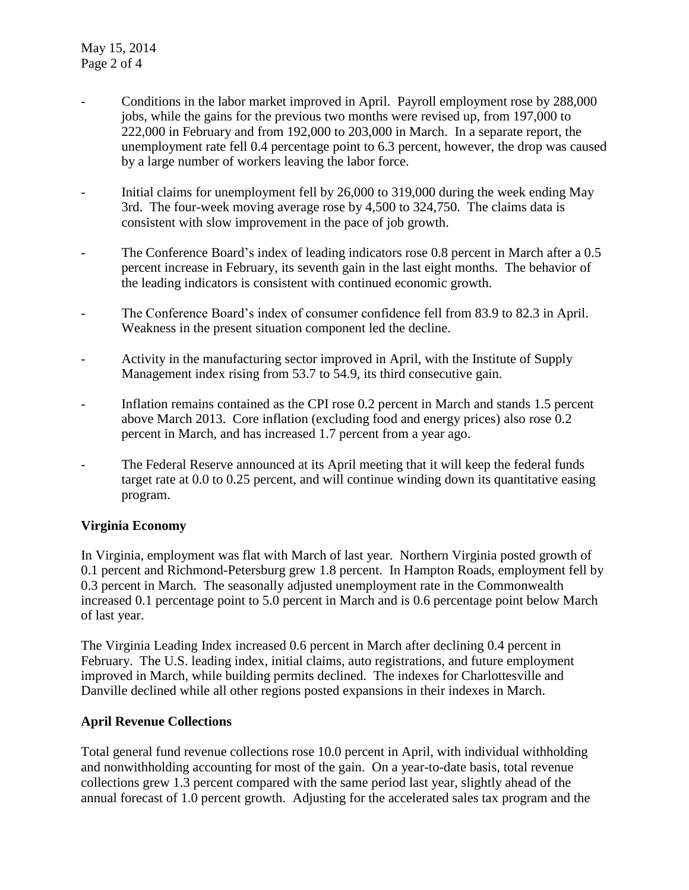- Conditions in the labor market improved in April. Payroll employment rose by 288,000 jobs, while the gains for the previous two months were revised up, from 197,000 to 222,000 in February and from 192,000 to 203,000 in March. In a separate report, the unemployment rate fell 0.4 percentage point to 6.3 percent, however, the drop was caused by a large number of workers leaving the labor force.

- Initial claims for unemployment fell by 26,000 to 319,000 during the week ending May 3rd. The four-week moving average rose by 4,500 to 324,750. The claims data is consistent with slow improvement in the pace of job growth.

- The Conference Board's index of leading indicators rose 0.8 percent in March after a 0.5 percent increase in February, its seventh gain in the last eight months. The behavior of the leading indicators is consistent with continued economic growth.

- The Conference Board's index of consumer confidence fell from 83.9 to 82.3 in April. Weakness in the present situation component led the decline.

- Activity in the manufacturing sector improved in April, with the Institute of Supply Management index rising from 53.7 to 54.9, its third consecutive gain.

- Inflation remains contained as the CPI rose 0.2 percent in March and stands 1.5 percent above March 2013. Core inflation (excluding food and energy prices) also rose 0.2 percent in March, and has increased 1.7 percent from a year ago.

- The Federal Reserve announced at its April meeting that it will keep the federal funds target rate at 0.0 to 0.25 percent, and will continue winding down its quantitative easing program.

**Virginia Economy**

In Virginia, employment was flat with March of last year. Northern Virginia posted growth of 0.1 percent and Richmond-Petersburg grew 1.8 percent. In Hampton Roads, employment fell by 0.3 percent in March. The seasonally adjusted unemployment rate in the Commonwealth increased 0.1 percentage point to 5.0 percent in March and is 0.6 percentage point below March of last year.

The Virginia Leading Index increased 0.6 percent in March after declining 0.4 percent in February. The U.S. leading index, initial claims, auto registrations, and future employment improved in March, while building permits declined. The indexes for Charlottesville and Danville declined while all other regions posted expansions in their indexes in March.

**April Revenue Collections**

Total general fund revenue collections rose 10.0 percent in April, with individual withholding and nonwithholding accounting for most of the gain. On a year-to-date basis, total revenue collections grew 1.3 percent compared with the same period last year, slightly ahead of the annual forecast of 1.0 percent growth. Adjusting for the accelerated sales tax program and the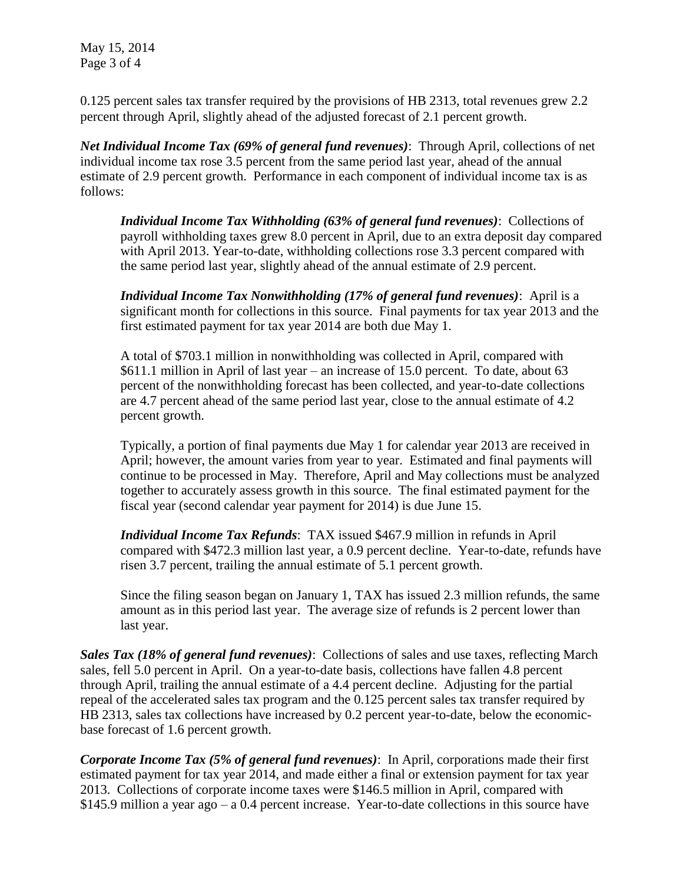0.125 percent sales tax transfer required by the provisions of HB 2313, total revenues grew 2.2 percent through April, slightly ahead of the adjusted forecast of 2.1 percent growth.

***Net Individual Income Tax (69% of general fund revenues)***: Through April, collections of net individual income tax rose 3.5 percent from the same period last year, ahead of the annual estimate of 2.9 percent growth. Performance in each component of individual income tax is as follows:

> ***Individual Income Tax Withholding (63% of general fund revenues)***: Collections of payroll withholding taxes grew 8.0 percent in April, due to an extra deposit day compared with April 2013. Year-to-date, withholding collections rose 3.3 percent compared with the same period last year, slightly ahead of the annual estimate of 2.9 percent.
>
> ***Individual Income Tax Nonwithholding (17% of general fund revenues)***: April is a significant month for collections in this source. Final payments for tax year 2013 and the first estimated payment for tax year 2014 are both due May 1.
>
> A total of $703.1 million in nonwithholding was collected in April, compared with $611.1 million in April of last year – an increase of 15.0 percent. To date, about 63 percent of the nonwithholding forecast has been collected, and year-to-date collections are 4.7 percent ahead of the same period last year, close to the annual estimate of 4.2 percent growth.
>
> Typically, a portion of final payments due May 1 for calendar year 2013 are received in April; however, the amount varies from year to year. Estimated and final payments will continue to be processed in May. Therefore, April and May collections must be analyzed together to accurately assess growth in this source. The final estimated payment for the fiscal year (second calendar year payment for 2014) is due June 15.
>
> ***Individual Income Tax Refunds***: TAX issued $467.9 million in refunds in April compared with $472.3 million last year, a 0.9 percent decline. Year-to-date, refunds have risen 3.7 percent, trailing the annual estimate of 5.1 percent growth.
>
> Since the filing season began on January 1, TAX has issued 2.3 million refunds, the same amount as in this period last year. The average size of refunds is 2 percent lower than last year.

***Sales Tax (18% of general fund revenues)***: Collections of sales and use taxes, reflecting March sales, fell 5.0 percent in April. On a year-to-date basis, collections have fallen 4.8 percent through April, trailing the annual estimate of a 4.4 percent decline. Adjusting for the partial repeal of the accelerated sales tax program and the 0.125 percent sales tax transfer required by HB 2313, sales tax collections have increased by 0.2 percent year-to-date, below the economic-base forecast of 1.6 percent growth.

***Corporate Income Tax (5% of general fund revenues)***: In April, corporations made their first estimated payment for tax year 2014, and made either a final or extension payment for tax year 2013. Collections of corporate income taxes were $146.5 million in April, compared with $145.9 million a year ago – a 0.4 percent increase. Year-to-date collections in this source have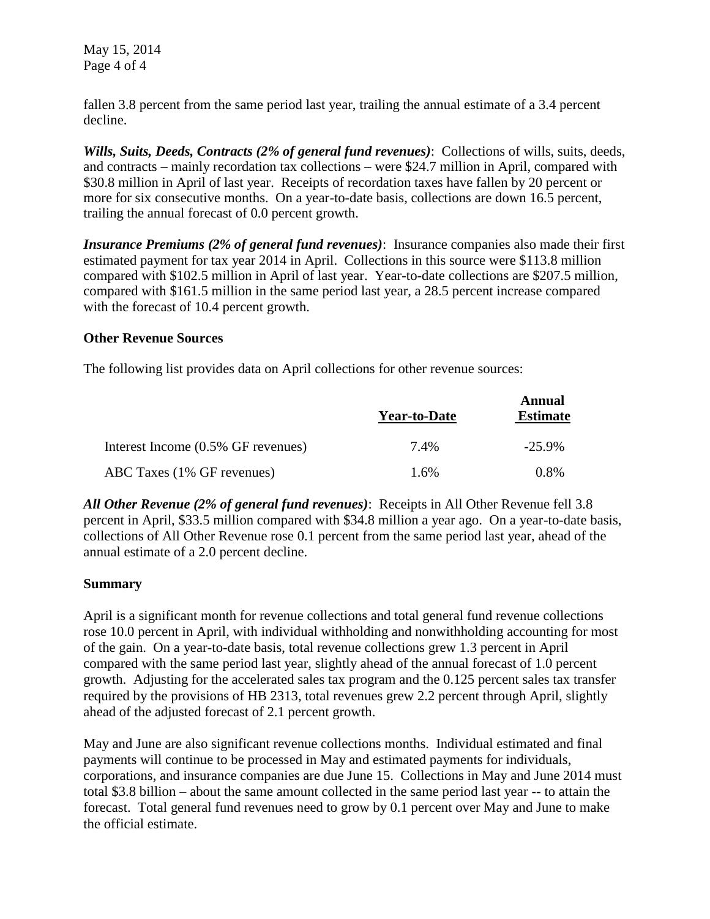fallen 3.8 percent from the same period last year, trailing the annual estimate of a 3.4 percent decline.

***Wills, Suits, Deeds, Contracts (2% of general fund revenues)***: Collections of wills, suits, deeds, and contracts – mainly recordation tax collections – were $24.7 million in April, compared with $30.8 million in April of last year. Receipts of recordation taxes have fallen by 20 percent or more for six consecutive months. On a year-to-date basis, collections are down 16.5 percent, trailing the annual forecast of 0.0 percent growth.

***Insurance Premiums (2% of general fund revenues)***: Insurance companies also made their first estimated payment for tax year 2014 in April. Collections in this source were $113.8 million compared with $102.5 million in April of last year. Year-to-date collections are $207.5 million, compared with $161.5 million in the same period last year, a 28.5 percent increase compared with the forecast of 10.4 percent growth.

**Other Revenue Sources**

The following list provides data on April collections for other revenue sources:

| | Year-to-Date | Annual Estimate |
|---|---|---|
| Interest Income (0.5% GF revenues) | 7.4% | -25.9% |
| ABC Taxes (1% GF revenues) | 1.6% | 0.8% |

***All Other Revenue (2% of general fund revenues)***: Receipts in All Other Revenue fell 3.8 percent in April, $33.5 million compared with $34.8 million a year ago. On a year-to-date basis, collections of All Other Revenue rose 0.1 percent from the same period last year, ahead of the annual estimate of a 2.0 percent decline.

**Summary**

April is a significant month for revenue collections and total general fund revenue collections rose 10.0 percent in April, with individual withholding and nonwithholding accounting for most of the gain. On a year-to-date basis, total revenue collections grew 1.3 percent in April compared with the same period last year, slightly ahead of the annual forecast of 1.0 percent growth. Adjusting for the accelerated sales tax program and the 0.125 percent sales tax transfer required by the provisions of HB 2313, total revenues grew 2.2 percent through April, slightly ahead of the adjusted forecast of 2.1 percent growth.

May and June are also significant revenue collections months. Individual estimated and final payments will continue to be processed in May and estimated payments for individuals, corporations, and insurance companies are due June 15. Collections in May and June 2014 must total $3.8 billion – about the same amount collected in the same period last year -- to attain the forecast. Total general fund revenues need to grow by 0.1 percent over May and June to make the official estimate.